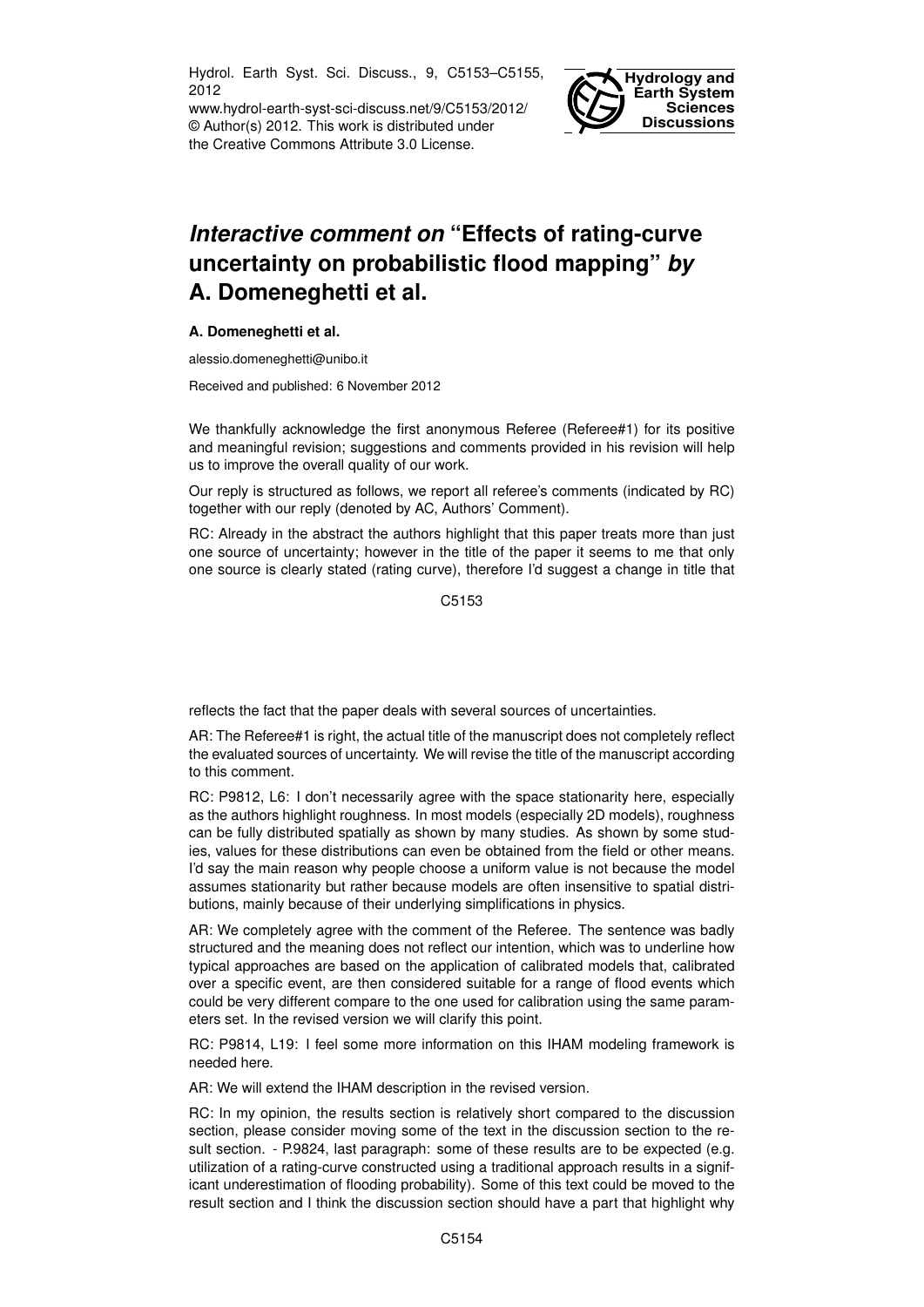# *Interactive comment on* "Effects of rating-curve uncertainty on probabilistic flood mapping" *by* A. Domeneghetti et al.

**A. Domeneghetti et al.**

alessio.domeneghetti@unibo.it

Received and published: 6 November 2012

We thankfully acknowledge the first anonymous Referee (Referee#1) for its positive and meaningful revision; suggestions and comments provided in his revision will help us to improve the overall quality of our work.

Our reply is structured as follows, we report all referee's comments (indicated by RC) together with our reply (denoted by AC, Authors' Comment).

RC: Already in the abstract the authors highlight that this paper treats more than just one source of uncertainty; however in the title of the paper it seems to me that only one source is clearly stated (rating curve), therefore I'd suggest a change in title that reflects the fact that the paper deals with several sources of uncertainties.

AR: The Referee#1 is right, the actual title of the manuscript does not completely reflect the evaluated sources of uncertainty. We will revise the title of the manuscript according to this comment.

RC: P9812, L6: I don't necessarily agree with the space stationarity here, especially as the authors highlight roughness. In most models (especially 2D models), roughness can be fully distributed spatially as shown by many studies. As shown by some studies, values for these distributions can even be obtained from the field or other means. I'd say the main reason why people choose a uniform value is not because the model assumes stationarity but rather because models are often insensitive to spatial distributions, mainly because of their underlying simplifications in physics.

AR: We completely agree with the comment of the Referee. The sentence was badly structured and the meaning does not reflect our intention, which was to underline how typical approaches are based on the application of calibrated models that, calibrated over a specific event, are then considered suitable for a range of flood events which could be very different compare to the one used for calibration using the same parameters set. In the revised version we will clarify this point.

RC: P9814, L19: I feel some more information on this IHAM modeling framework is needed here.

AR: We will extend the IHAM description in the revised version.

RC: In my opinion, the results section is relatively short compared to the discussion section, please consider moving some of the text in the discussion section to the result section. - P.9824, last paragraph: some of these results are to be expected (e.g. utilization of a rating-curve constructed using a traditional approach results in a significant underestimation of flooding probability). Some of this text could be moved to the result section and I think the discussion section should have a part that highlight why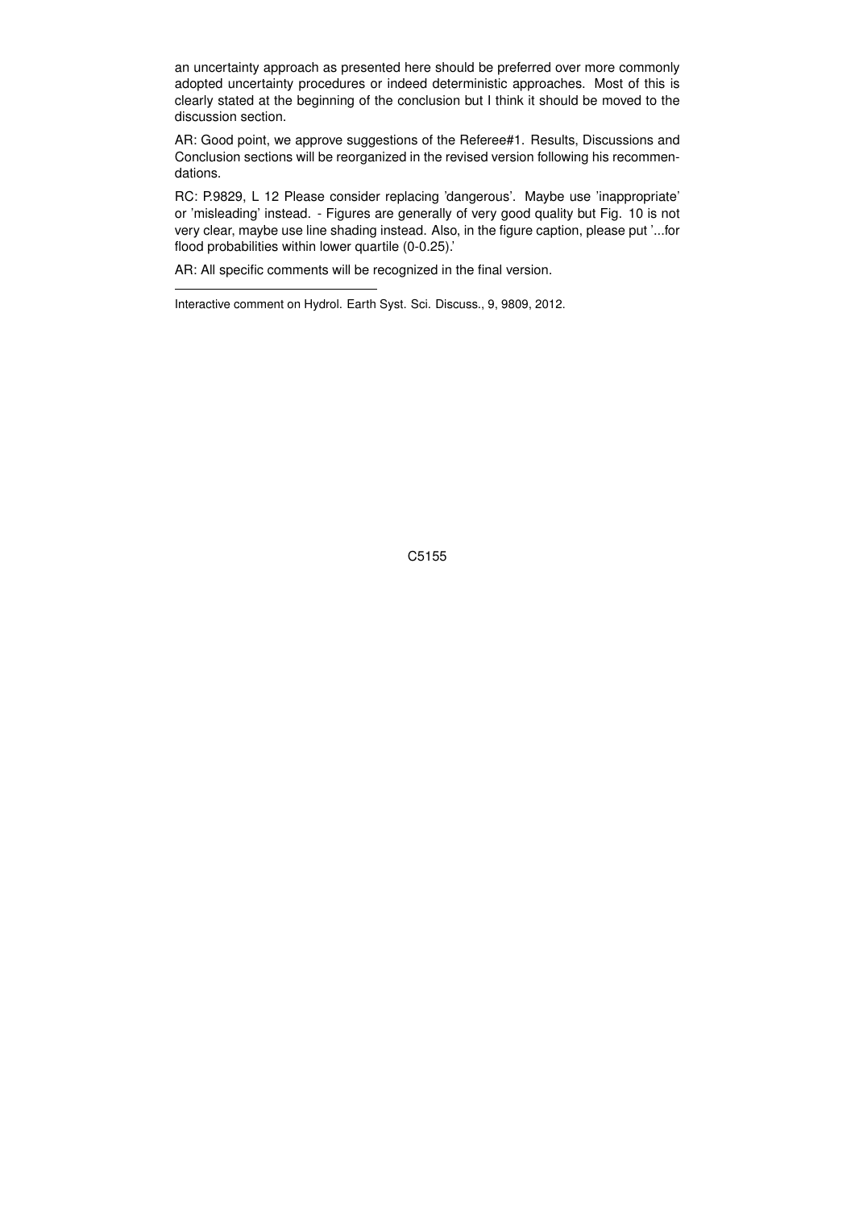an uncertainty approach as presented here should be preferred over more commonly adopted uncertainty procedures or indeed deterministic approaches. Most of this is clearly stated at the beginning of the conclusion but I think it should be moved to the discussion section.

AR: Good point, we approve suggestions of the Referee#1. Results, Discussions and Conclusion sections will be reorganized in the revised version following his recommendations.

RC: P.9829, L 12 Please consider replacing 'dangerous'. Maybe use 'inappropriate' or 'misleading' instead. - Figures are generally of very good quality but Fig. 10 is not very clear, maybe use line shading instead. Also, in the figure caption, please put '...for flood probabilities within lower quartile (0-0.25).'

AR: All specific comments will be recognized in the final version.

---

Interactive comment on Hydrol. Earth Syst. Sci. Discuss., 9, 9809, 2012.